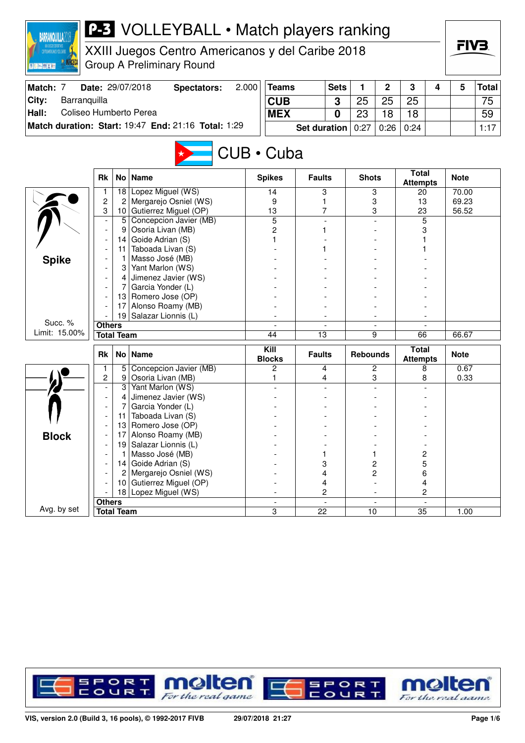# P-3 VOLLEYBALL • Match players ranking

## XXIII Juegos Centro Americanos y del Caribe 2018

Group A Preliminary Round

**Match:** 7 **Date:** 29/07/2018 **Spectators:** 2.000
**City:** Barranquilla
**Hall:** Coliseo Humberto Perea
**Match duration: Start:** 19:47 **End:** 21:16 **Total:** 1:29

| Teams | Sets | 1 | 2 | 3 | 4 | 5 | Total |
|---|---|---|---|---|---|---|---|
| CUB | 3 | 25 | 25 | 25 | | | 75 |
| MEX | 0 | 23 | 18 | 18 | | | 59 |
| Set duration | | 0:27 | 0:26 | 0:24 | | | 1:17 |

## CUB • Cuba

### Spike

Succ. % Limit: 15.00%

| Rk | No | Name | Spikes | Faults | Shots | Total Attempts | Note |
|---|---|---|---|---|---|---|---|
| 1 | 18 | Lopez Miguel (WS) | 14 | 3 | 3 | 20 | 70.00 |
| 2 | 2 | Mergarejo Osniel (WS) | 9 | 1 | 3 | 13 | 69.23 |
| 3 | 10 | Gutierrez Miguel (OP) | 13 | 7 | 3 | 23 | 56.52 |
| - | 5 | Concepcion Javier (MB) | 5 | - | - | 5 | |
| - | 9 | Osoria Livan (MB) | 2 | 1 | - | 3 | |
| - | 14 | Goide Adrian (S) | 1 | - | - | 1 | |
| - | 11 | Taboada Livan (S) | - | 1 | - | 1 | |
| - | 1 | Masso José (MB) | - | - | - | - | |
| - | 3 | Yant Marlon (WS) | - | - | - | - | |
| - | 4 | Jimenez Javier (WS) | - | - | - | - | |
| - | 7 | Garcia Yonder (L) | - | - | - | - | |
| - | 13 | Romero Jose (OP) | - | - | - | - | |
| - | 17 | Alonso Roamy (MB) | - | - | - | - | |
| - | 19 | Salazar Lionnis (L) | - | - | - | - | |
| Others | | | - | - | - | - | |
| Total Team | | | 44 | 13 | 9 | 66 | 66.67 |

### Block

Avg. by set

| Rk | No | Name | Kill Blocks | Faults | Rebounds | Total Attempts | Note |
|---|---|---|---|---|---|---|---|
| 1 | 5 | Concepcion Javier (MB) | 2 | 4 | 2 | 8 | 0.67 |
| 2 | 9 | Osoria Livan (MB) | 1 | 4 | 3 | 8 | 0.33 |
| - | 3 | Yant Marlon (WS) | - | - | - | - | |
| - | 4 | Jimenez Javier (WS) | - | - | - | - | |
| - | 7 | Garcia Yonder (L) | - | - | - | - | |
| - | 11 | Taboada Livan (S) | - | - | - | - | |
| - | 13 | Romero Jose (OP) | - | - | - | - | |
| - | 17 | Alonso Roamy (MB) | - | - | - | - | |
| - | 19 | Salazar Lionnis (L) | - | - | - | - | |
| - | 1 | Masso José (MB) | - | 1 | 1 | 2 | |
| - | 14 | Goide Adrian (S) | - | 3 | 2 | 5 | |
| - | 2 | Mergarejo Osniel (WS) | - | 4 | 2 | 6 | |
| - | 10 | Gutierrez Miguel (OP) | - | 4 | - | 4 | |
| - | 18 | Lopez Miguel (WS) | - | 2 | - | 2 | |
| Others | | | - | - | - | - | |
| Total Team | | | 3 | 22 | 10 | 35 | 1.00 |

VIS, version 2.0 (Build 3, 16 pools), © 1992-2017 FIVB 29/07/2018 21:27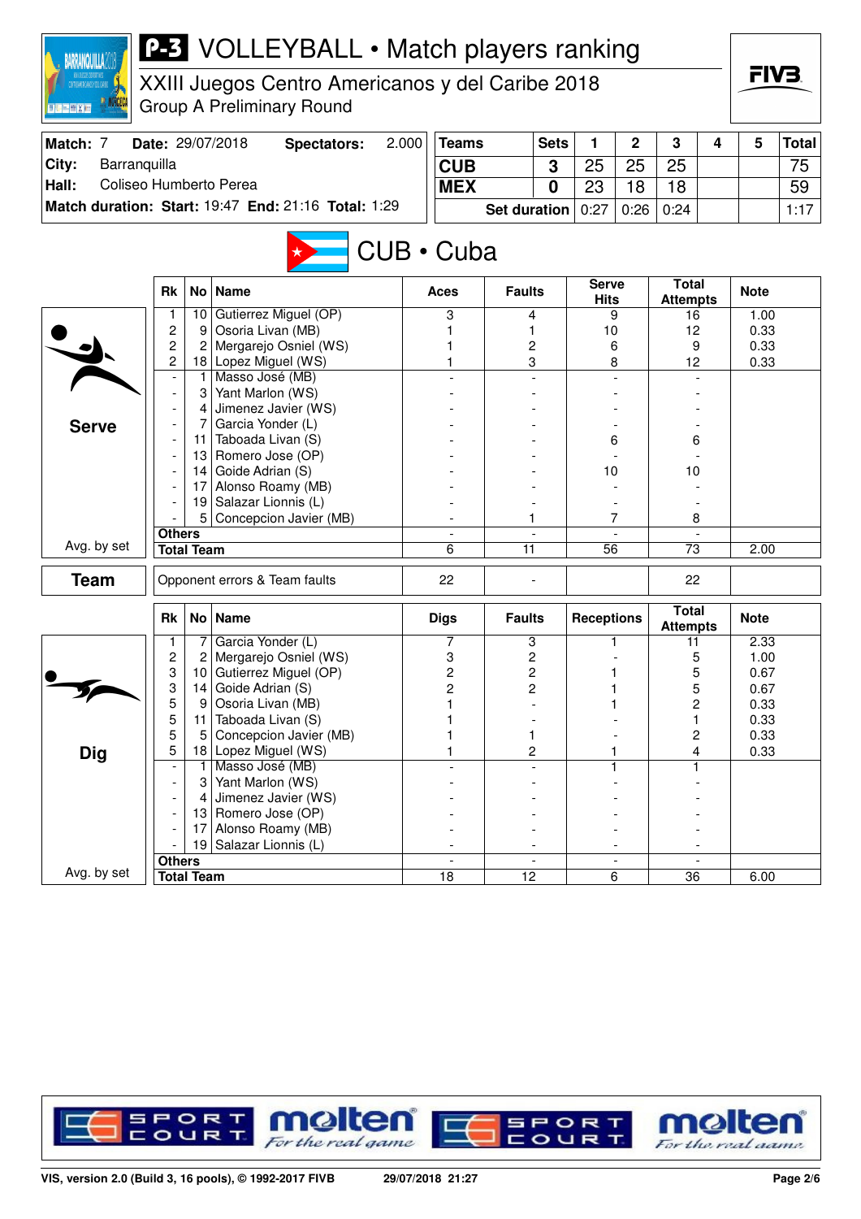# P-3 VOLLEYBALL • Match players ranking

XXIII Juegos Centro Americanos y del Caribe 2018
Group A Preliminary Round

| Match: 7 | Date: 29/07/2018 | Spectators: | 2.000 |
|---|---|---|---|
| City: | Barranquilla | | |
| Hall: | Coliseo Humberto Perea | | |
| Match duration: | Start: 19:47 | End: 21:16 | Total: 1:29 |

| Teams | Sets | 1 | 2 | 3 | 4 | 5 | Total |
|---|---|---|---|---|---|---|---|
| CUB | 3 | 25 | 25 | 25 | | | 75 |
| MEX | 0 | 23 | 18 | 18 | | | 59 |
| Set duration | | 0:27 | 0:26 | 0:24 | | | 1:17 |

## CUB • Cuba

### Serve

| Rk | No | Name | Aces | Faults | Serve Hits | Total Attempts | Note |
|---|---|---|---|---|---|---|---|
| 1 | 10 | Gutierrez Miguel (OP) | 3 | 4 | 9 | 16 | 1.00 |
| 2 | 9 | Osoria Livan (MB) | 1 | 1 | 10 | 12 | 0.33 |
| 2 | 2 | Mergarejo Osniel (WS) | 1 | 2 | 6 | 9 | 0.33 |
| 2 | 18 | Lopez Miguel (WS) | 1 | 3 | 8 | 12 | 0.33 |
| - | 1 | Masso José (MB) | - | - | - | - | |
| - | 3 | Yant Marlon (WS) | - | - | - | - | |
| - | 4 | Jimenez Javier (WS) | - | - | - | - | |
| - | 7 | Garcia Yonder (L) | - | - | - | - | |
| - | 11 | Taboada Livan (S) | - | - | 6 | 6 | |
| - | 13 | Romero Jose (OP) | - | - | - | - | |
| - | 14 | Goide Adrian (S) | - | - | 10 | 10 | |
| - | 17 | Alonso Roamy (MB) | - | - | - | - | |
| - | 19 | Salazar Lionnis (L) | - | - | - | - | |
| - | 5 | Concepcion Javier (MB) | - | 1 | 7 | 8 | |
| Others | | | - | - | - | - | |
| Total Team (Avg. by set) | | | 6 | 11 | 56 | 73 | 2.00 |

| Team | Opponent errors & Team faults | 22 | - | | 22 | |
|---|---|---|---|---|---|---|

### Dig

| Rk | No | Name | Digs | Faults | Receptions | Total Attempts | Note |
|---|---|---|---|---|---|---|---|
| 1 | 7 | Garcia Yonder (L) | 7 | 3 | 1 | 11 | 2.33 |
| 2 | 2 | Mergarejo Osniel (WS) | 3 | 2 | - | 5 | 1.00 |
| 3 | 10 | Gutierrez Miguel (OP) | 2 | 2 | 1 | 5 | 0.67 |
| 3 | 14 | Goide Adrian (S) | 2 | 2 | 1 | 5 | 0.67 |
| 5 | 9 | Osoria Livan (MB) | 1 | - | 1 | 2 | 0.33 |
| 5 | 11 | Taboada Livan (S) | 1 | - | - | 1 | 0.33 |
| 5 | 5 | Concepcion Javier (MB) | 1 | 1 | - | 2 | 0.33 |
| 5 | 18 | Lopez Miguel (WS) | 1 | 2 | 1 | 4 | 0.33 |
| - | 1 | Masso José (MB) | - | - | 1 | 1 | |
| - | 3 | Yant Marlon (WS) | - | - | - | - | |
| - | 4 | Jimenez Javier (WS) | - | - | - | - | |
| - | 13 | Romero Jose (OP) | - | - | - | - | |
| - | 17 | Alonso Roamy (MB) | - | - | - | - | |
| - | 19 | Salazar Lionnis (L) | - | - | - | - | |
| Others | | | - | - | - | - | |
| Total Team (Avg. by set) | | | 18 | 12 | 6 | 36 | 6.00 |

VIS, version 2.0 (Build 3, 16 pools), © 1992-2017 FIVB — 29/07/2018 21:27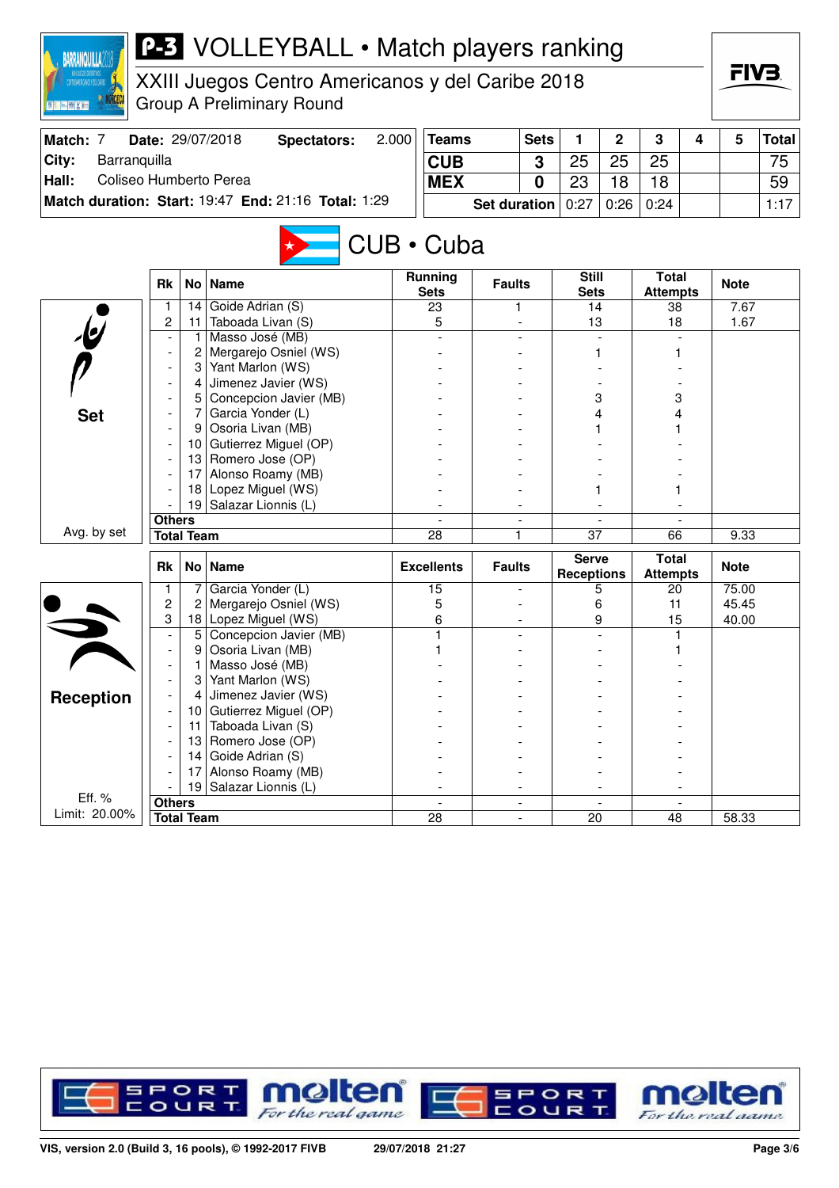# P-3 VOLLEYBALL • Match players ranking

## XXIII Juegos Centro Americanos y del Caribe 2018

Group A Preliminary Round

| Match: 7 | Date: 29/07/2018 | Spectators: | 2.000 |
|---|---|---|---|
| City: | Barranquilla | | |
| Hall: | Coliseo Humberto Perea | | |
| Match duration: | Start: 19:47 | End: 21:16 | Total: 1:29 |

| Teams | Sets | 1 | 2 | 3 | 4 | 5 | Total |
|---|---|---|---|---|---|---|---|
| CUB | 3 | 25 | 25 | 25 | | | 75 |
| MEX | 0 | 23 | 18 | 18 | | | 59 |
| Set duration | | 0:27 | 0:26 | 0:24 | | | 1:17 |

## CUB • Cuba

### Set

| Rk | No | Name | Running Sets | Faults | Still Sets | Total Attempts | Note |
|---|---|---|---|---|---|---|---|
| 1 | 14 | Goide Adrian (S) | 23 | 1 | 14 | 38 | 7.67 |
| 2 | 11 | Taboada Livan (S) | 5 | - | 13 | 18 | 1.67 |
| - | 1 | Masso José (MB) | - | - | - | - | |
| - | 2 | Mergarejo Osniel (WS) | - | - | 1 | 1 | |
| - | 3 | Yant Marlon (WS) | - | - | - | - | |
| - | 4 | Jimenez Javier (WS) | - | - | - | - | |
| - | 5 | Concepcion Javier (MB) | - | - | 3 | 3 | |
| - | 7 | Garcia Yonder (L) | - | - | 4 | 4 | |
| - | 9 | Osoria Livan (MB) | - | - | 1 | 1 | |
| - | 10 | Gutierrez Miguel (OP) | - | - | - | - | |
| - | 13 | Romero Jose (OP) | - | - | - | - | |
| - | 17 | Alonso Roamy (MB) | - | - | - | - | |
| - | 18 | Lopez Miguel (WS) | - | - | 1 | 1 | |
| - | 19 | Salazar Lionnis (L) | - | - | - | - | |
| Others | | | - | - | - | - | |
| Total Team | | | 28 | 1 | 37 | 66 | 9.33 |

Avg. by set

### Reception

| Rk | No | Name | Excellents | Faults | Serve Receptions | Total Attempts | Note |
|---|---|---|---|---|---|---|---|
| 1 | 7 | Garcia Yonder (L) | 15 | - | 5 | 20 | 75.00 |
| 2 | 2 | Mergarejo Osniel (WS) | 5 | - | 6 | 11 | 45.45 |
| 3 | 18 | Lopez Miguel (WS) | 6 | - | 9 | 15 | 40.00 |
| - | 5 | Concepcion Javier (MB) | 1 | - | - | 1 | |
| - | 9 | Osoria Livan (MB) | 1 | - | - | 1 | |
| - | 1 | Masso José (MB) | - | - | - | - | |
| - | 3 | Yant Marlon (WS) | - | - | - | - | |
| - | 4 | Jimenez Javier (WS) | - | - | - | - | |
| - | 10 | Gutierrez Miguel (OP) | - | - | - | - | |
| - | 11 | Taboada Livan (S) | - | - | - | - | |
| - | 13 | Romero Jose (OP) | - | - | - | - | |
| - | 14 | Goide Adrian (S) | - | - | - | - | |
| - | 17 | Alonso Roamy (MB) | - | - | - | - | |
| - | 19 | Salazar Lionnis (L) | - | - | - | - | |
| Others | | | - | - | - | - | |
| Total Team | | | 28 | - | 20 | 48 | 58.33 |

Eff. %
Limit: 20.00%

VIS, version 2.0 (Build 3, 16 pools), © 1992-2017 FIVB 29/07/2018 21:27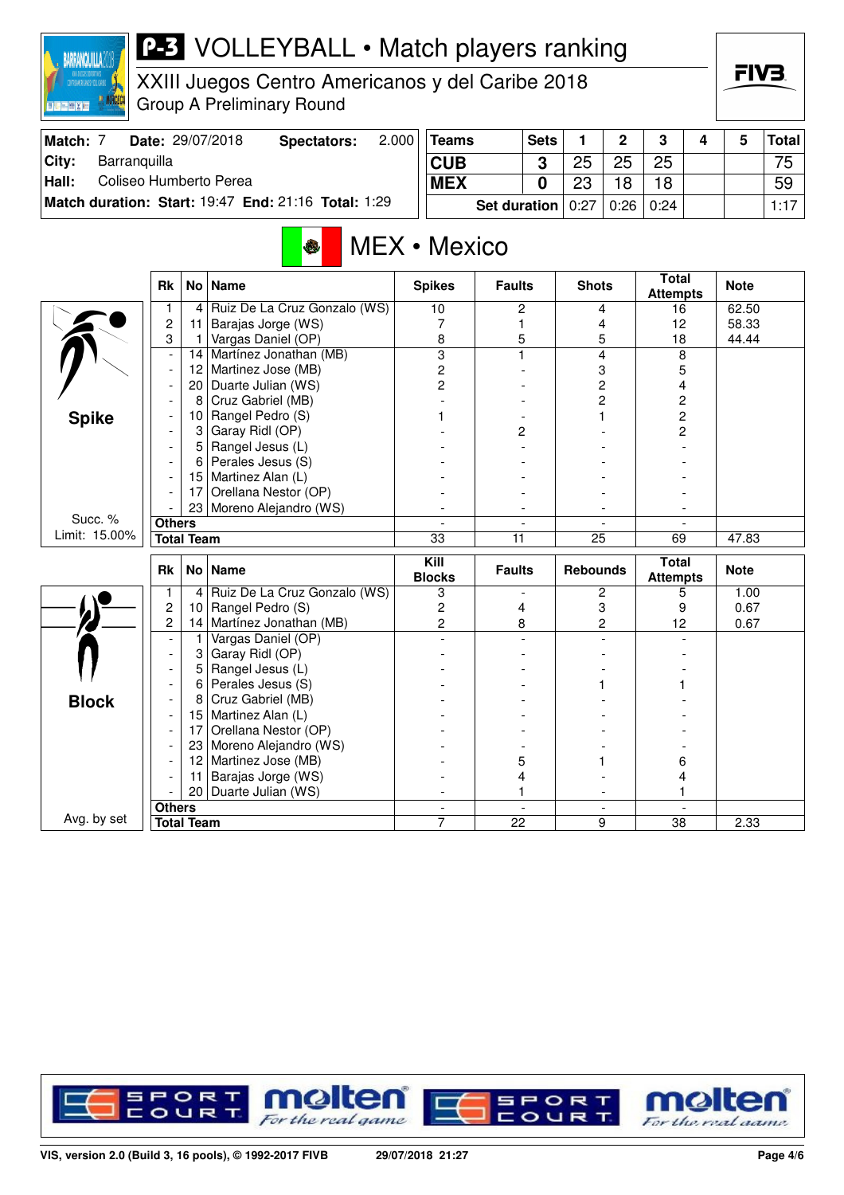# P-3 VOLLEYBALL • Match players ranking

## XXIII Juegos Centro Americanos y del Caribe 2018

### Group A Preliminary Round

| Match: 7 | Date: 29/07/2018 | Spectators: | 2.000 |
|---|---|---|---|
| City: | Barranquilla | | |
| Hall: | Coliseo Humberto Perea | | |
| Match duration: | Start: 19:47 | End: 21:16 | Total: 1:29 |

| Teams | Sets | 1 | 2 | 3 | 4 | 5 | Total |
|---|---|---|---|---|---|---|---|
| CUB | 3 | 25 | 25 | 25 | | | 75 |
| MEX | 0 | 23 | 18 | 18 | | | 59 |
| Set duration | | 0:27 | 0:26 | 0:24 | | | 1:17 |

## MEX • Mexico

### Spike

Succ. % Limit: 15.00%

| Rk | No | Name | Spikes | Faults | Shots | Total Attempts | Note |
|---|---|---|---|---|---|---|---|
| 1 | 4 | Ruiz De La Cruz Gonzalo (WS) | 10 | 2 | 4 | 16 | 62.50 |
| 2 | 11 | Barajas Jorge (WS) | 7 | 1 | 4 | 12 | 58.33 |
| 3 | 1 | Vargas Daniel (OP) | 8 | 5 | 5 | 18 | 44.44 |
| - | 14 | Martínez Jonathan (MB) | 3 | 1 | 4 | 8 | |
| - | 12 | Martinez Jose (MB) | 2 | - | 3 | 5 | |
| - | 20 | Duarte Julian (WS) | 2 | - | 2 | 4 | |
| - | 8 | Cruz Gabriel (MB) | - | - | 2 | 2 | |
| - | 10 | Rangel Pedro (S) | 1 | - | 1 | 2 | |
| - | 3 | Garay Ridl (OP) | - | 2 | - | 2 | |
| - | 5 | Rangel Jesus (L) | - | - | - | - | |
| - | 6 | Perales Jesus (S) | - | - | - | - | |
| - | 15 | Martinez Alan (L) | - | - | - | - | |
| - | 17 | Orellana Nestor (OP) | - | - | - | - | |
| - | 23 | Moreno Alejandro (WS) | - | - | - | - | |
| Others | | | - | - | - | - | |
| Total Team | | | 33 | 11 | 25 | 69 | 47.83 |

### Block

Avg. by set

| Rk | No | Name | Kill Blocks | Faults | Rebounds | Total Attempts | Note |
|---|---|---|---|---|---|---|---|
| 1 | 4 | Ruiz De La Cruz Gonzalo (WS) | 3 | - | 2 | 5 | 1.00 |
| 2 | 10 | Rangel Pedro (S) | 2 | 4 | 3 | 9 | 0.67 |
| 2 | 14 | Martínez Jonathan (MB) | 2 | 8 | 2 | 12 | 0.67 |
| - | 1 | Vargas Daniel (OP) | - | - | - | - | |
| - | 3 | Garay Ridl (OP) | - | - | - | - | |
| - | 5 | Rangel Jesus (L) | - | - | - | - | |
| - | 6 | Perales Jesus (S) | - | - | 1 | 1 | |
| - | 8 | Cruz Gabriel (MB) | - | - | - | - | |
| - | 15 | Martinez Alan (L) | - | - | - | - | |
| - | 17 | Orellana Nestor (OP) | - | - | - | - | |
| - | 23 | Moreno Alejandro (WS) | - | - | - | - | |
| - | 12 | Martinez Jose (MB) | - | 5 | 1 | 6 | |
| - | 11 | Barajas Jorge (WS) | - | 4 | - | 4 | |
| - | 20 | Duarte Julian (WS) | - | 1 | - | 1 | |
| Others | | | - | - | - | - | |
| Total Team | | | 7 | 22 | 9 | 38 | 2.33 |

VIS, version 2.0 (Build 3, 16 pools), © 1992-2017 FIVB — 29/07/2018 21:27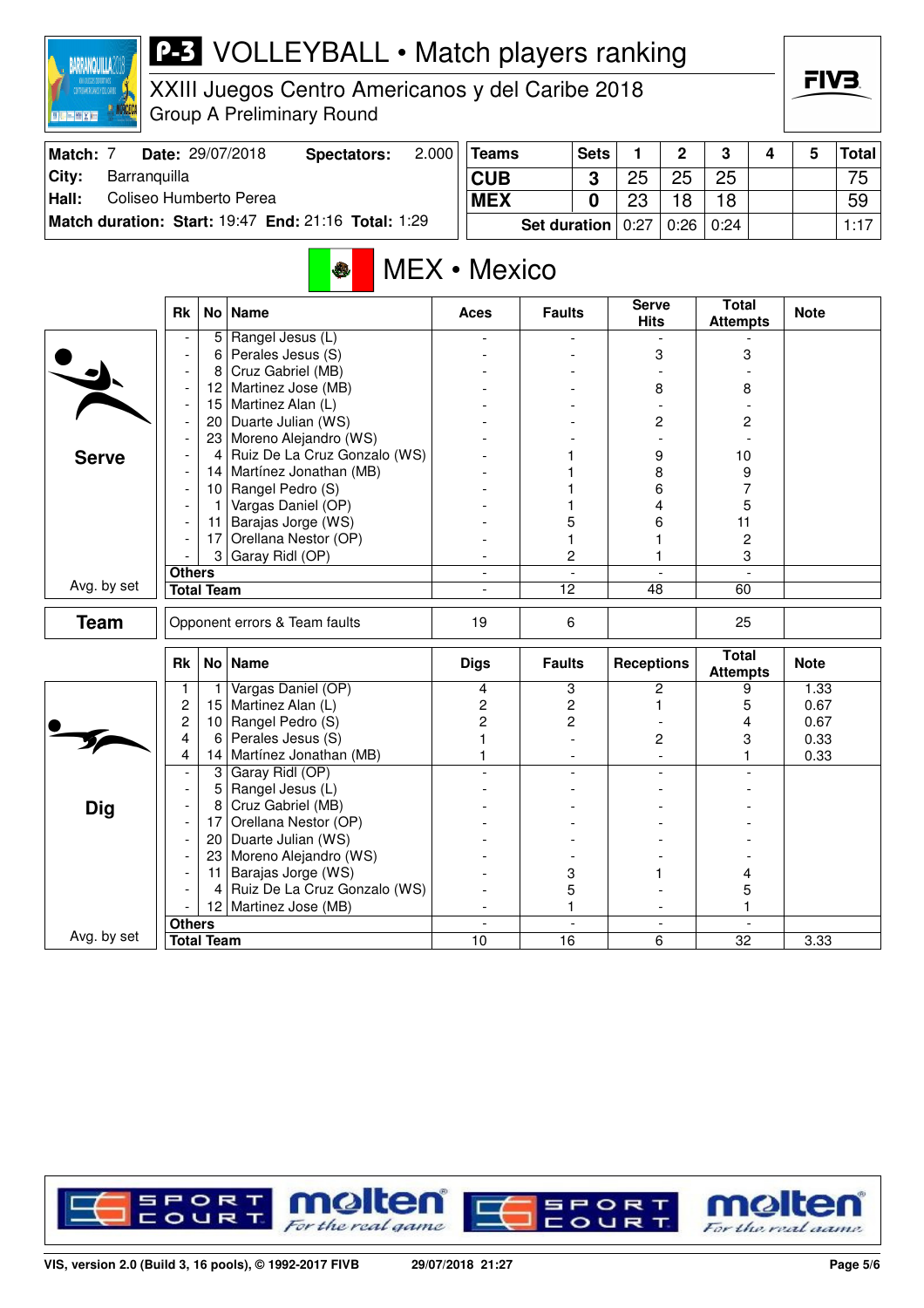# P-3 VOLLEYBALL • Match players ranking

## XXIII Juegos Centro Americanos y del Caribe 2018

Group A Preliminary Round

| Match: 7 | Date: 29/07/2018 | Spectators: | 2.000 |
|---|---|---|---|
| City: | Barranquilla | | |
| Hall: | Coliseo Humberto Perea | | |
| Match duration: | Start: 19:47 | End: 21:16 | Total: 1:29 |

| Teams | Sets | 1 | 2 | 3 | 4 | 5 | Total |
|---|---|---|---|---|---|---|---|
| CUB | 3 | 25 | 25 | 25 | | | 75 |
| MEX | 0 | 23 | 18 | 18 | | | 59 |
| Set duration | | 0:27 | 0:26 | 0:24 | | | 1:17 |

## MEX • Mexico

### Serve

| Rk | No | Name | Aces | Faults | Serve Hits | Total Attempts | Note |
|---|---|---|---|---|---|---|---|
| - | 5 | Rangel Jesus (L) | - | - | - | - | |
| - | 6 | Perales Jesus (S) | - | - | 3 | 3 | |
| - | 8 | Cruz Gabriel (MB) | - | - | - | - | |
| - | 12 | Martinez Jose (MB) | - | - | 8 | 8 | |
| - | 15 | Martinez Alan (L) | - | - | - | - | |
| - | 20 | Duarte Julian (WS) | - | - | 2 | 2 | |
| - | 23 | Moreno Alejandro (WS) | - | - | - | - | |
| - | 4 | Ruiz De La Cruz Gonzalo (WS) | - | 1 | 9 | 10 | |
| - | 14 | Martínez Jonathan (MB) | - | 1 | 8 | 9 | |
| - | 10 | Rangel Pedro (S) | - | 1 | 6 | 7 | |
| - | 1 | Vargas Daniel (OP) | - | 1 | 4 | 5 | |
| - | 11 | Barajas Jorge (WS) | - | 5 | 6 | 11 | |
| - | 17 | Orellana Nestor (OP) | - | 1 | 1 | 2 | |
| - | 3 | Garay Ridl (OP) | - | 2 | 1 | 3 | |
| Others | | | - | - | - | - | |
| Total Team | | | - | 12 | 48 | 60 | |

Avg. by set

### Team

| | Aces | Faults | Serve Hits | Total Attempts | Note |
|---|---|---|---|---|---|
| Opponent errors & Team faults | 19 | 6 | | 25 | |

### Dig

| Rk | No | Name | Digs | Faults | Receptions | Total Attempts | Note |
|---|---|---|---|---|---|---|---|
| 1 | 1 | Vargas Daniel (OP) | 4 | 3 | 2 | 9 | 1.33 |
| 2 | 15 | Martinez Alan (L) | 2 | 2 | 1 | 5 | 0.67 |
| 2 | 10 | Rangel Pedro (S) | 2 | 2 | - | 4 | 0.67 |
| 4 | 6 | Perales Jesus (S) | 1 | - | 2 | 3 | 0.33 |
| 4 | 14 | Martínez Jonathan (MB) | 1 | - | - | 1 | 0.33 |
| - | 3 | Garay Ridl (OP) | - | - | - | - | |
| - | 5 | Rangel Jesus (L) | - | - | - | - | |
| - | 8 | Cruz Gabriel (MB) | - | - | - | - | |
| - | 17 | Orellana Nestor (OP) | - | - | - | - | |
| - | 20 | Duarte Julian (WS) | - | - | - | - | |
| - | 23 | Moreno Alejandro (WS) | - | - | - | - | |
| - | 11 | Barajas Jorge (WS) | - | 3 | 1 | 4 | |
| - | 4 | Ruiz De La Cruz Gonzalo (WS) | - | 5 | - | 5 | |
| - | 12 | Martinez Jose (MB) | - | 1 | - | 1 | |
| Others | | | - | - | - | - | |
| Total Team | | | 10 | 16 | 6 | 32 | 3.33 |

Avg. by set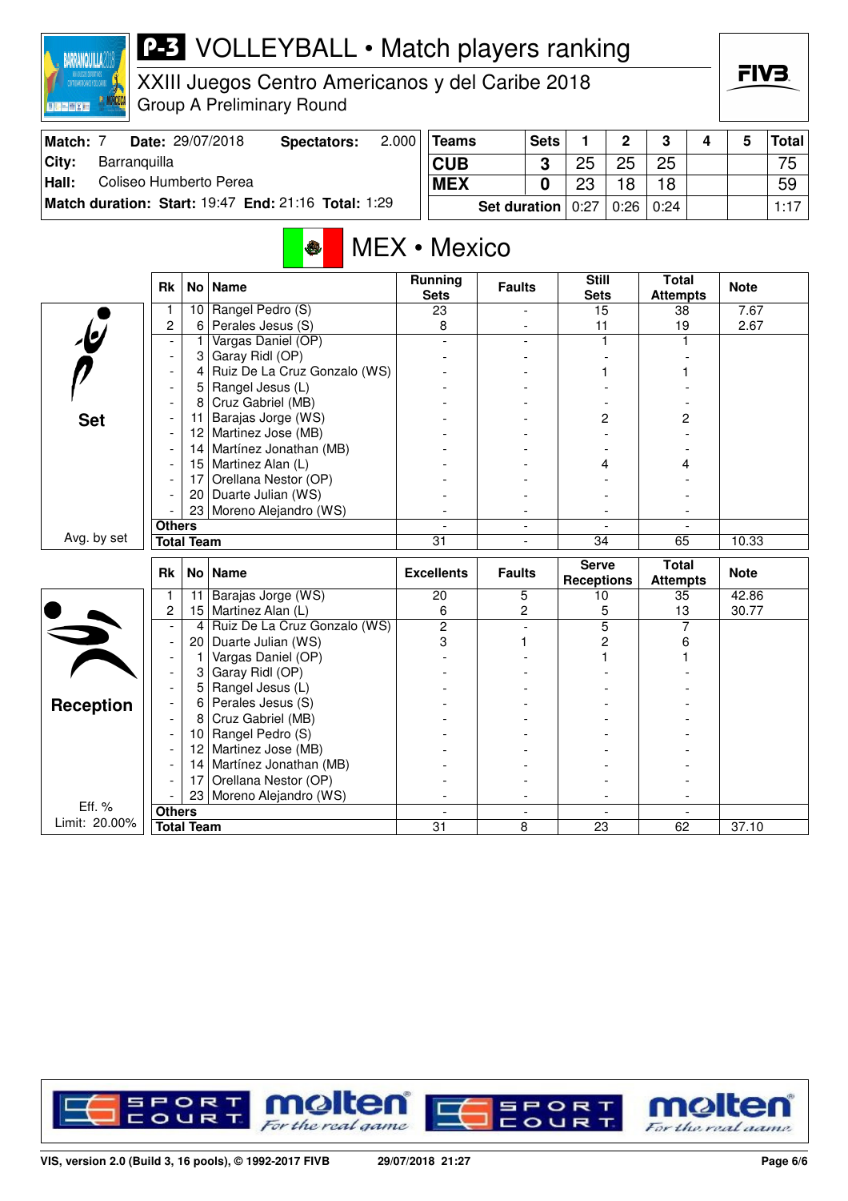# P-3 VOLLEYBALL • Match players ranking

XXIII Juegos Centro Americanos y del Caribe 2018

Group A Preliminary Round

| | | | |
|---|---|---|---|
| **Match:** 7 | **Date:** 29/07/2018 | **Spectators:** | 2.000 |
| **City:** | Barranquilla | | |
| **Hall:** | Coliseo Humberto Perea | | |
| **Match duration:** | **Start:** 19:47 | **End:** 21:16 | **Total:** 1:29 |

| Teams | Sets | 1 | 2 | 3 | 4 | 5 | Total |
|---|---|---|---|---|---|---|---|
| **CUB** | 3 | 25 | 25 | 25 | | | 75 |
| **MEX** | 0 | 23 | 18 | 18 | | | 59 |
| | **Set duration** | 0:27 | 0:26 | 0:24 | | | 1:17 |

## MEX • Mexico

### Set

| Rk | No | Name | Running Sets | Faults | Still Sets | Total Attempts | Note |
|---|---|---|---|---|---|---|---|
| 1 | 10 | Rangel Pedro (S) | 23 | - | 15 | 38 | 7.67 |
| 2 | 6 | Perales Jesus (S) | 8 | - | 11 | 19 | 2.67 |
| - | 1 | Vargas Daniel (OP) | - | - | 1 | 1 | |
| - | 3 | Garay Ridl (OP) | - | - | - | - | |
| - | 4 | Ruiz De La Cruz Gonzalo (WS) | - | - | 1 | 1 | |
| - | 5 | Rangel Jesus (L) | - | - | - | - | |
| - | 8 | Cruz Gabriel (MB) | - | - | - | - | |
| - | 11 | Barajas Jorge (WS) | - | - | 2 | 2 | |
| - | 12 | Martinez Jose (MB) | - | - | - | - | |
| - | 14 | Martínez Jonathan (MB) | - | - | - | - | |
| - | 15 | Martinez Alan (L) | - | - | 4 | 4 | |
| - | 17 | Orellana Nestor (OP) | - | - | - | - | |
| - | 20 | Duarte Julian (WS) | - | - | - | - | |
| - | 23 | Moreno Alejandro (WS) | - | - | - | - | |
| **Others** | | | - | - | - | - | |
| **Total Team** | | | 31 | - | 34 | 65 | 10.33 |

Avg. by set

### Reception

| Rk | No | Name | Excellents | Faults | Serve Receptions | Total Attempts | Note |
|---|---|---|---|---|---|---|---|
| 1 | 11 | Barajas Jorge (WS) | 20 | 5 | 10 | 35 | 42.86 |
| 2 | 15 | Martinez Alan (L) | 6 | 2 | 5 | 13 | 30.77 |
| - | 4 | Ruiz De La Cruz Gonzalo (WS) | 2 | - | 5 | 7 | |
| - | 20 | Duarte Julian (WS) | 3 | 1 | 2 | 6 | |
| - | 1 | Vargas Daniel (OP) | - | - | 1 | 1 | |
| - | 3 | Garay Ridl (OP) | - | - | - | - | |
| - | 5 | Rangel Jesus (L) | - | - | - | - | |
| - | 6 | Perales Jesus (S) | - | - | - | - | |
| - | 8 | Cruz Gabriel (MB) | - | - | - | - | |
| - | 10 | Rangel Pedro (S) | - | - | - | - | |
| - | 12 | Martinez Jose (MB) | - | - | - | - | |
| - | 14 | Martínez Jonathan (MB) | - | - | - | - | |
| - | 17 | Orellana Nestor (OP) | - | - | - | - | |
| - | 23 | Moreno Alejandro (WS) | - | - | - | - | |
| **Others** | | | - | - | - | - | |
| **Total Team** | | | 31 | 8 | 23 | 62 | 37.10 |

Eff. %

Limit: 20.00%

VIS, version 2.0 (Build 3, 16 pools), © 1992-2017 FIVB 29/07/2018 21:27